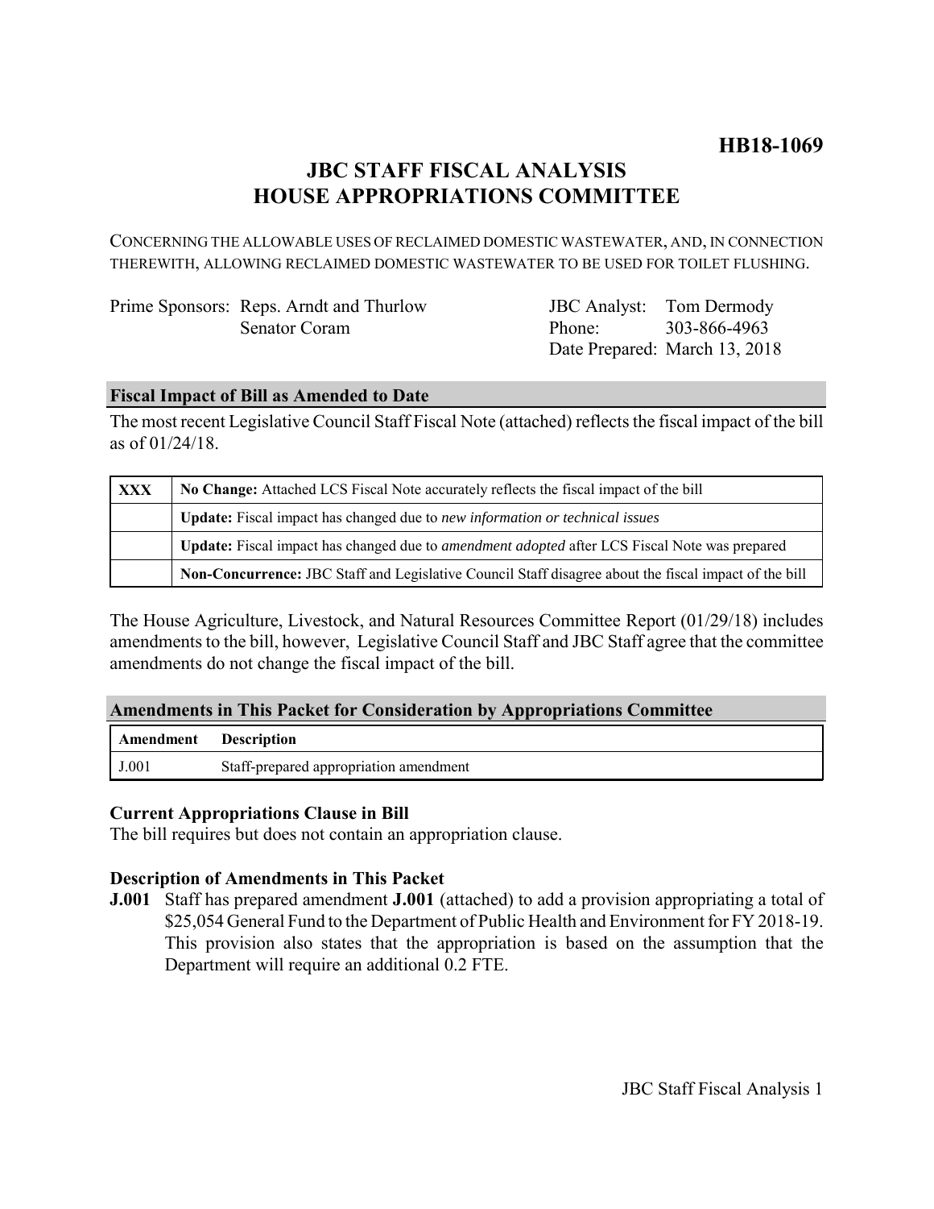**HB18-1069**

# JBC STAFF FISCAL ANALYSIS
# HOUSE APPROPRIATIONS COMMITTEE

CONCERNING THE ALLOWABLE USES OF RECLAIMED DOMESTIC WASTEWATER, AND, IN CONNECTION THEREWITH, ALLOWING RECLAIMED DOMESTIC WASTEWATER TO BE USED FOR TOILET FLUSHING.

| | | | |
|---|---|---|---|
| Prime Sponsors: | Reps. Arndt and Thurlow | JBC Analyst: | Tom Dermody |
| | Senator Coram | Phone: | 303-866-4963 |
| | | Date Prepared: | March 13, 2018 |

## Fiscal Impact of Bill as Amended to Date

The most recent Legislative Council Staff Fiscal Note (attached) reflects the fiscal impact of the bill as of 01/24/18.

| | |
|---|---|
| XXX | **No Change:** Attached LCS Fiscal Note accurately reflects the fiscal impact of the bill |
| | **Update:** Fiscal impact has changed due to *new information or technical issues* |
| | **Update:** Fiscal impact has changed due to *amendment adopted* after LCS Fiscal Note was prepared |
| | **Non-Concurrence:** JBC Staff and Legislative Council Staff disagree about the fiscal impact of the bill |

The House Agriculture, Livestock, and Natural Resources Committee Report (01/29/18) includes amendments to the bill, however, Legislative Council Staff and JBC Staff agree that the committee amendments do not change the fiscal impact of the bill.

## Amendments in This Packet for Consideration by Appropriations Committee

| Amendment | Description |
|---|---|
| J.001 | Staff-prepared appropriation amendment |

### Current Appropriations Clause in Bill

The bill requires but does not contain an appropriation clause.

### Description of Amendments in This Packet

**J.001** Staff has prepared amendment **J.001** (attached) to add a provision appropriating a total of $25,054 General Fund to the Department of Public Health and Environment for FY 2018-19. This provision also states that the appropriation is based on the assumption that the Department will require an additional 0.2 FTE.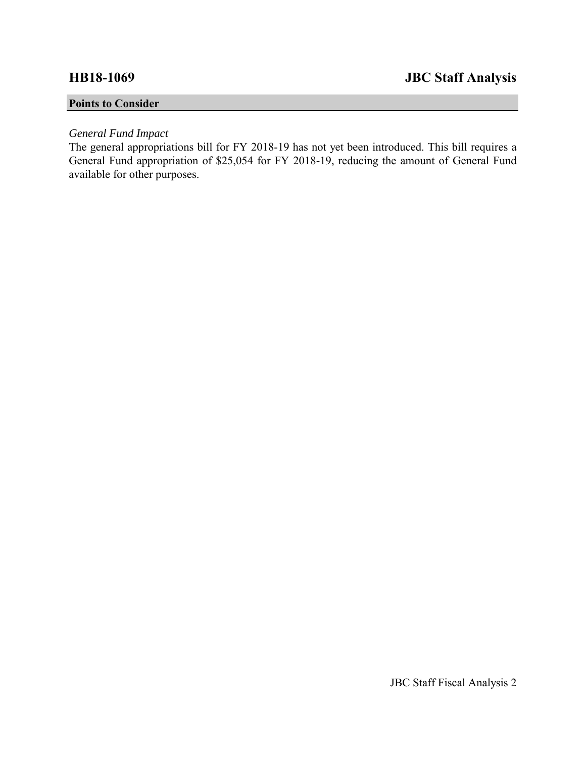## Points to Consider

*General Fund Impact*

The general appropriations bill for FY 2018-19 has not yet been introduced. This bill requires a General Fund appropriation of $25,054 for FY 2018-19, reducing the amount of General Fund available for other purposes.